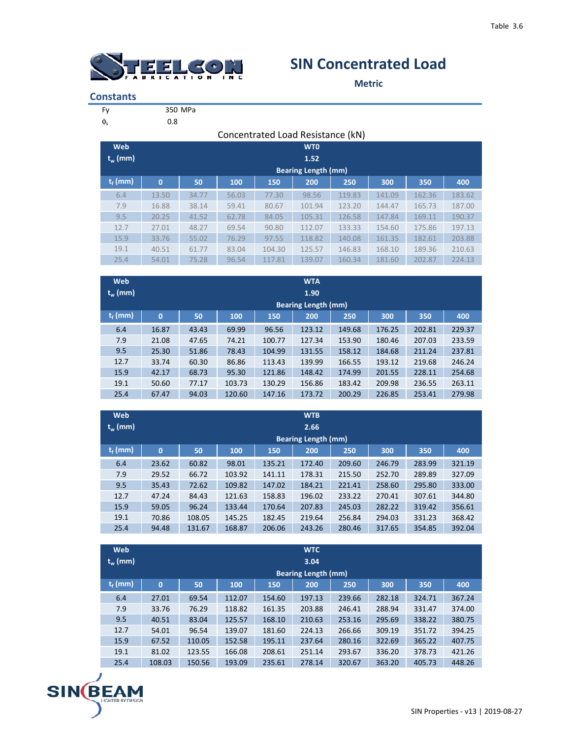Table 3.6

# SIN Concentrated Load

**Metric**

## Constants

| | |
|---|---|
| Fy | 350 MPa |
| $\phi_s$ | 0.8 |

### Concentrated Load Resistance (kN)

| Web $t_w$ (mm) | WT0 1.52 | | | | | | | | |
|---|---|---|---|---|---|---|---|---|---|
| | Bearing Length (mm) | | | | | | | | |
| $t_f$ (mm) | 0 | 50 | 100 | 150 | 200 | 250 | 300 | 350 | 400 |
| 6.4 | 13.50 | 34.77 | 56.03 | 77.30 | 98.56 | 119.83 | 141.09 | 162.36 | 183.62 |
| 7.9 | 16.88 | 38.14 | 59.41 | 80.67 | 101.94 | 123.20 | 144.47 | 165.73 | 187.00 |
| 9.5 | 20.25 | 41.52 | 62.78 | 84.05 | 105.31 | 126.58 | 147.84 | 169.11 | 190.37 |
| 12.7 | 27.01 | 48.27 | 69.54 | 90.80 | 112.07 | 133.33 | 154.60 | 175.86 | 197.13 |
| 15.9 | 33.76 | 55.02 | 76.29 | 97.55 | 118.82 | 140.08 | 161.35 | 182.61 | 203.88 |
| 19.1 | 40.51 | 61.77 | 83.04 | 104.30 | 125.57 | 146.83 | 168.10 | 189.36 | 210.63 |
| 25.4 | 54.01 | 75.28 | 96.54 | 117.81 | 139.07 | 160.34 | 181.60 | 202.87 | 224.13 |

| Web $t_w$ (mm) | WTA 1.90 | | | | | | | | |
|---|---|---|---|---|---|---|---|---|---|
| | Bearing Length (mm) | | | | | | | | |
| $t_f$ (mm) | 0 | 50 | 100 | 150 | 200 | 250 | 300 | 350 | 400 |
| 6.4 | 16.87 | 43.43 | 69.99 | 96.56 | 123.12 | 149.68 | 176.25 | 202.81 | 229.37 |
| 7.9 | 21.08 | 47.65 | 74.21 | 100.77 | 127.34 | 153.90 | 180.46 | 207.03 | 233.59 |
| 9.5 | 25.30 | 51.86 | 78.43 | 104.99 | 131.55 | 158.12 | 184.68 | 211.24 | 237.81 |
| 12.7 | 33.74 | 60.30 | 86.86 | 113.43 | 139.99 | 166.55 | 193.12 | 219.68 | 246.24 |
| 15.9 | 42.17 | 68.73 | 95.30 | 121.86 | 148.42 | 174.99 | 201.55 | 228.11 | 254.68 |
| 19.1 | 50.60 | 77.17 | 103.73 | 130.29 | 156.86 | 183.42 | 209.98 | 236.55 | 263.11 |
| 25.4 | 67.47 | 94.03 | 120.60 | 147.16 | 173.72 | 200.29 | 226.85 | 253.41 | 279.98 |

| Web $t_w$ (mm) | WTB 2.66 | | | | | | | | |
|---|---|---|---|---|---|---|---|---|---|
| | Bearing Length (mm) | | | | | | | | |
| $t_f$ (mm) | 0 | 50 | 100 | 150 | 200 | 250 | 300 | 350 | 400 |
| 6.4 | 23.62 | 60.82 | 98.01 | 135.21 | 172.40 | 209.60 | 246.79 | 283.99 | 321.19 |
| 7.9 | 29.52 | 66.72 | 103.92 | 141.11 | 178.31 | 215.50 | 252.70 | 289.89 | 327.09 |
| 9.5 | 35.43 | 72.62 | 109.82 | 147.02 | 184.21 | 221.41 | 258.60 | 295.80 | 333.00 |
| 12.7 | 47.24 | 84.43 | 121.63 | 158.83 | 196.02 | 233.22 | 270.41 | 307.61 | 344.80 |
| 15.9 | 59.05 | 96.24 | 133.44 | 170.64 | 207.83 | 245.03 | 282.22 | 319.42 | 356.61 |
| 19.1 | 70.86 | 108.05 | 145.25 | 182.45 | 219.64 | 256.84 | 294.03 | 331.23 | 368.42 |
| 25.4 | 94.48 | 131.67 | 168.87 | 206.06 | 243.26 | 280.46 | 317.65 | 354.85 | 392.04 |

| Web $t_w$ (mm) | WTC 3.04 | | | | | | | | |
|---|---|---|---|---|---|---|---|---|---|
| | Bearing Length (mm) | | | | | | | | |
| $t_f$ (mm) | 0 | 50 | 100 | 150 | 200 | 250 | 300 | 350 | 400 |
| 6.4 | 27.01 | 69.54 | 112.07 | 154.60 | 197.13 | 239.66 | 282.18 | 324.71 | 367.24 |
| 7.9 | 33.76 | 76.29 | 118.82 | 161.35 | 203.88 | 246.41 | 288.94 | 331.47 | 374.00 |
| 9.5 | 40.51 | 83.04 | 125.57 | 168.10 | 210.63 | 253.16 | 295.69 | 338.22 | 380.75 |
| 12.7 | 54.01 | 96.54 | 139.07 | 181.60 | 224.13 | 266.66 | 309.19 | 351.72 | 394.25 |
| 15.9 | 67.52 | 110.05 | 152.58 | 195.11 | 237.64 | 280.16 | 322.69 | 365.22 | 407.75 |
| 19.1 | 81.02 | 123.55 | 166.08 | 208.61 | 251.14 | 293.67 | 336.20 | 378.73 | 421.26 |
| 25.4 | 108.03 | 150.56 | 193.09 | 235.61 | 278.14 | 320.67 | 363.20 | 405.73 | 448.26 |

SIN Properties - v13 | 2019-08-27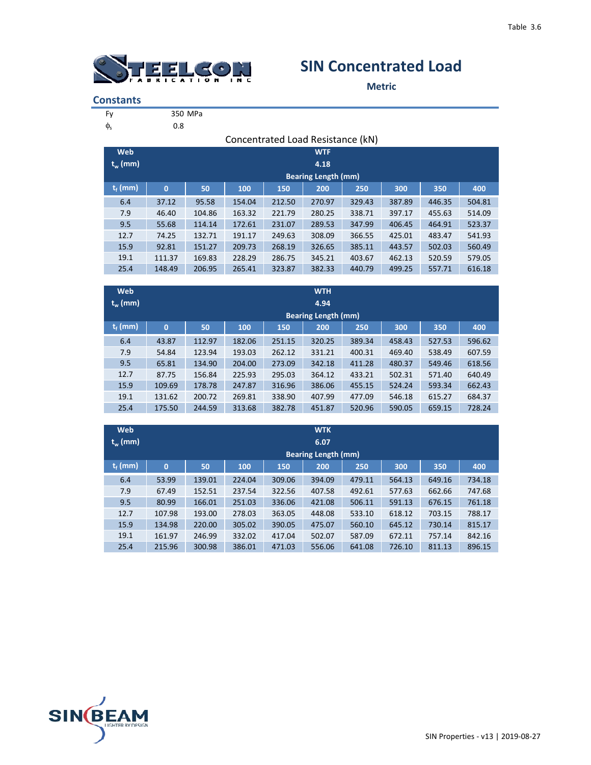# SIN Concentrated Load

**Metric**

## Constants

| | |
|---|---|
| Fy | 350 MPa |
| $\phi_s$ | 0.8 |

### Concentrated Load Resistance (kN)

| Web $t_w$ (mm) | WTF 4.18 | | | | | | | | |
|---|---|---|---|---|---|---|---|---|---|
| | Bearing Length (mm) | | | | | | | | |
| $t_f$ (mm) | 0 | 50 | 100 | 150 | 200 | 250 | 300 | 350 | 400 |
| 6.4 | 37.12 | 95.58 | 154.04 | 212.50 | 270.97 | 329.43 | 387.89 | 446.35 | 504.81 |
| 7.9 | 46.40 | 104.86 | 163.32 | 221.79 | 280.25 | 338.71 | 397.17 | 455.63 | 514.09 |
| 9.5 | 55.68 | 114.14 | 172.61 | 231.07 | 289.53 | 347.99 | 406.45 | 464.91 | 523.37 |
| 12.7 | 74.25 | 132.71 | 191.17 | 249.63 | 308.09 | 366.55 | 425.01 | 483.47 | 541.93 |
| 15.9 | 92.81 | 151.27 | 209.73 | 268.19 | 326.65 | 385.11 | 443.57 | 502.03 | 560.49 |
| 19.1 | 111.37 | 169.83 | 228.29 | 286.75 | 345.21 | 403.67 | 462.13 | 520.59 | 579.05 |
| 25.4 | 148.49 | 206.95 | 265.41 | 323.87 | 382.33 | 440.79 | 499.25 | 557.71 | 616.18 |

| Web $t_w$ (mm) | WTH 4.94 | | | | | | | | |
|---|---|---|---|---|---|---|---|---|---|
| | Bearing Length (mm) | | | | | | | | |
| $t_f$ (mm) | 0 | 50 | 100 | 150 | 200 | 250 | 300 | 350 | 400 |
| 6.4 | 43.87 | 112.97 | 182.06 | 251.15 | 320.25 | 389.34 | 458.43 | 527.53 | 596.62 |
| 7.9 | 54.84 | 123.94 | 193.03 | 262.12 | 331.21 | 400.31 | 469.40 | 538.49 | 607.59 |
| 9.5 | 65.81 | 134.90 | 204.00 | 273.09 | 342.18 | 411.28 | 480.37 | 549.46 | 618.56 |
| 12.7 | 87.75 | 156.84 | 225.93 | 295.03 | 364.12 | 433.21 | 502.31 | 571.40 | 640.49 |
| 15.9 | 109.69 | 178.78 | 247.87 | 316.96 | 386.06 | 455.15 | 524.24 | 593.34 | 662.43 |
| 19.1 | 131.62 | 200.72 | 269.81 | 338.90 | 407.99 | 477.09 | 546.18 | 615.27 | 684.37 |
| 25.4 | 175.50 | 244.59 | 313.68 | 382.78 | 451.87 | 520.96 | 590.05 | 659.15 | 728.24 |

| Web $t_w$ (mm) | WTK 6.07 | | | | | | | | |
|---|---|---|---|---|---|---|---|---|---|
| | Bearing Length (mm) | | | | | | | | |
| $t_f$ (mm) | 0 | 50 | 100 | 150 | 200 | 250 | 300 | 350 | 400 |
| 6.4 | 53.99 | 139.01 | 224.04 | 309.06 | 394.09 | 479.11 | 564.13 | 649.16 | 734.18 |
| 7.9 | 67.49 | 152.51 | 237.54 | 322.56 | 407.58 | 492.61 | 577.63 | 662.66 | 747.68 |
| 9.5 | 80.99 | 166.01 | 251.03 | 336.06 | 421.08 | 506.11 | 591.13 | 676.15 | 761.18 |
| 12.7 | 107.98 | 193.00 | 278.03 | 363.05 | 448.08 | 533.10 | 618.12 | 703.15 | 788.17 |
| 15.9 | 134.98 | 220.00 | 305.02 | 390.05 | 475.07 | 560.10 | 645.12 | 730.14 | 815.17 |
| 19.1 | 161.97 | 246.99 | 332.02 | 417.04 | 502.07 | 587.09 | 672.11 | 757.14 | 842.16 |
| 25.4 | 215.96 | 300.98 | 386.01 | 471.03 | 556.06 | 641.08 | 726.10 | 811.13 | 896.15 |